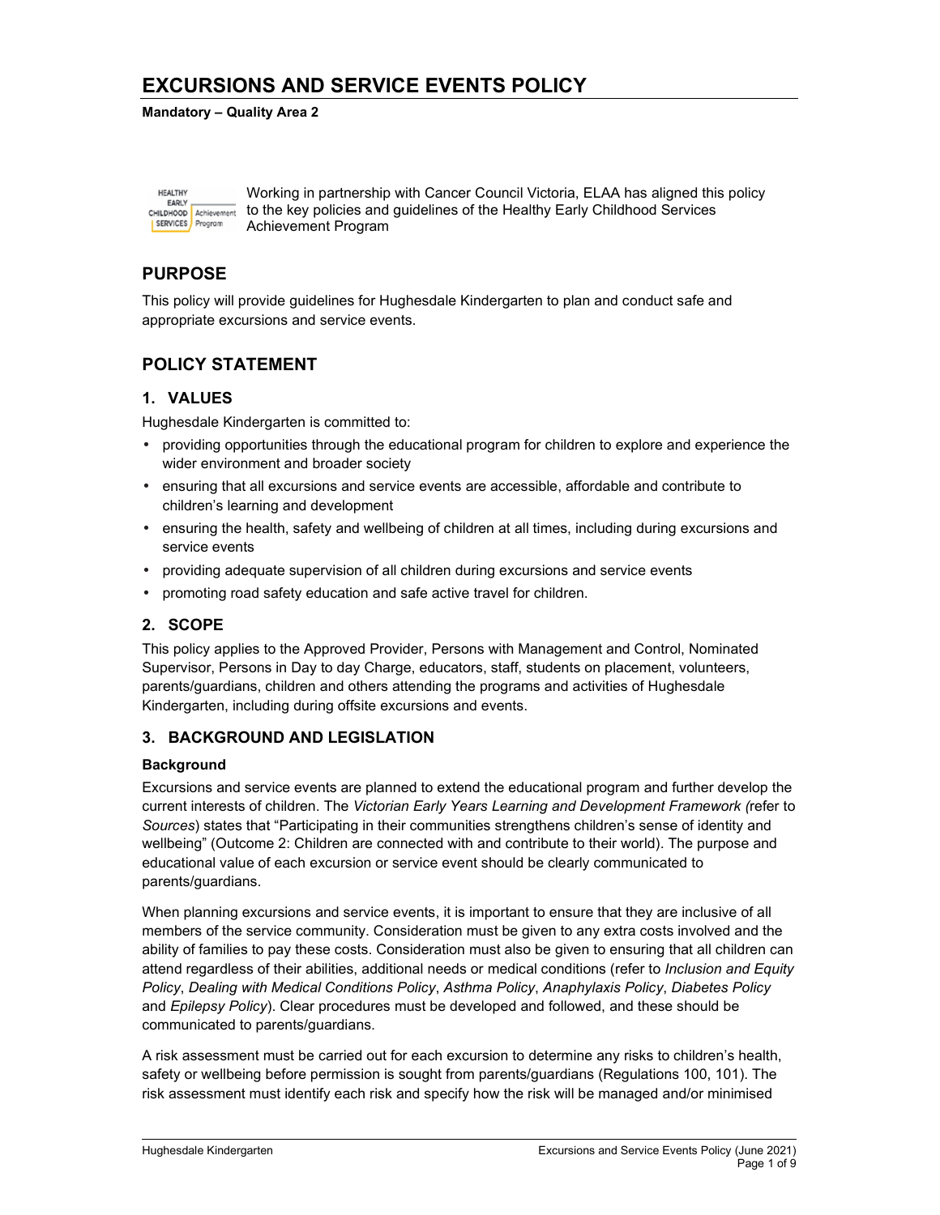# EXCURSIONS AND SERVICE EVENTS POLICY

**Mandatory – Quality Area 2**

Working in partnership with Cancer Council Victoria, ELAA has aligned this policy to the key policies and guidelines of the Healthy Early Childhood Services Achievement Program

## PURPOSE

This policy will provide guidelines for Hughesdale Kindergarten to plan and conduct safe and appropriate excursions and service events.

## POLICY STATEMENT

### 1. VALUES

Hughesdale Kindergarten is committed to:

- providing opportunities through the educational program for children to explore and experience the wider environment and broader society
- ensuring that all excursions and service events are accessible, affordable and contribute to children's learning and development
- ensuring the health, safety and wellbeing of children at all times, including during excursions and service events
- providing adequate supervision of all children during excursions and service events
- promoting road safety education and safe active travel for children.

### 2. SCOPE

This policy applies to the Approved Provider, Persons with Management and Control, Nominated Supervisor, Persons in Day to day Charge, educators, staff, students on placement, volunteers, parents/guardians, children and others attending the programs and activities of Hughesdale Kindergarten, including during offsite excursions and events.

### 3. BACKGROUND AND LEGISLATION

**Background**

Excursions and service events are planned to extend the educational program and further develop the current interests of children. The *Victorian Early Years Learning and Development Framework (*refer to *Sources*) states that "Participating in their communities strengthens children's sense of identity and wellbeing" (Outcome 2: Children are connected with and contribute to their world). The purpose and educational value of each excursion or service event should be clearly communicated to parents/guardians.

When planning excursions and service events, it is important to ensure that they are inclusive of all members of the service community. Consideration must be given to any extra costs involved and the ability of families to pay these costs. Consideration must also be given to ensuring that all children can attend regardless of their abilities, additional needs or medical conditions (refer to *Inclusion and Equity Policy*, *Dealing with Medical Conditions Policy*, *Asthma Policy*, *Anaphylaxis Policy*, *Diabetes Policy* and *Epilepsy Policy*). Clear procedures must be developed and followed, and these should be communicated to parents/guardians.

A risk assessment must be carried out for each excursion to determine any risks to children's health, safety or wellbeing before permission is sought from parents/guardians (Regulations 100, 101). The risk assessment must identify each risk and specify how the risk will be managed and/or minimised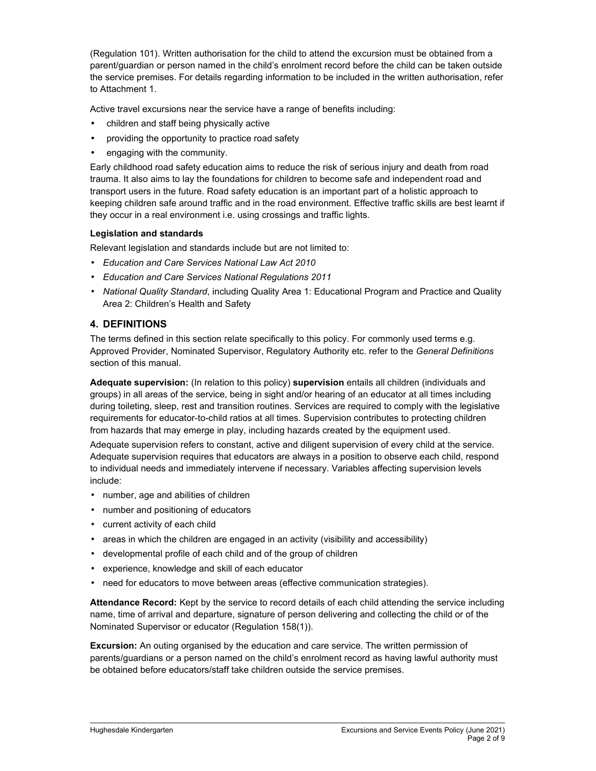(Regulation 101). Written authorisation for the child to attend the excursion must be obtained from a parent/guardian or person named in the child's enrolment record before the child can be taken outside the service premises. For details regarding information to be included in the written authorisation, refer to Attachment 1.

Active travel excursions near the service have a range of benefits including:

- children and staff being physically active
- providing the opportunity to practice road safety
- engaging with the community.

Early childhood road safety education aims to reduce the risk of serious injury and death from road trauma. It also aims to lay the foundations for children to become safe and independent road and transport users in the future. Road safety education is an important part of a holistic approach to keeping children safe around traffic and in the road environment. Effective traffic skills are best learnt if they occur in a real environment i.e. using crossings and traffic lights.

**Legislation and standards**

Relevant legislation and standards include but are not limited to:

- *Education and Care Services National Law Act 2010*
- *Education and Care Services National Regulations 2011*
- *National Quality Standard*, including Quality Area 1: Educational Program and Practice and Quality Area 2: Children's Health and Safety

## 4. DEFINITIONS

The terms defined in this section relate specifically to this policy. For commonly used terms e.g. Approved Provider, Nominated Supervisor, Regulatory Authority etc. refer to the *General Definitions* section of this manual.

**Adequate supervision:** (In relation to this policy) **supervision** entails all children (individuals and groups) in all areas of the service, being in sight and/or hearing of an educator at all times including during toileting, sleep, rest and transition routines. Services are required to comply with the legislative requirements for educator-to-child ratios at all times. Supervision contributes to protecting children from hazards that may emerge in play, including hazards created by the equipment used.

Adequate supervision refers to constant, active and diligent supervision of every child at the service. Adequate supervision requires that educators are always in a position to observe each child, respond to individual needs and immediately intervene if necessary. Variables affecting supervision levels include:

- number, age and abilities of children
- number and positioning of educators
- current activity of each child
- areas in which the children are engaged in an activity (visibility and accessibility)
- developmental profile of each child and of the group of children
- experience, knowledge and skill of each educator
- need for educators to move between areas (effective communication strategies).

**Attendance Record:** Kept by the service to record details of each child attending the service including name, time of arrival and departure, signature of person delivering and collecting the child or of the Nominated Supervisor or educator (Regulation 158(1)).

**Excursion:** An outing organised by the education and care service. The written permission of parents/guardians or a person named on the child's enrolment record as having lawful authority must be obtained before educators/staff take children outside the service premises.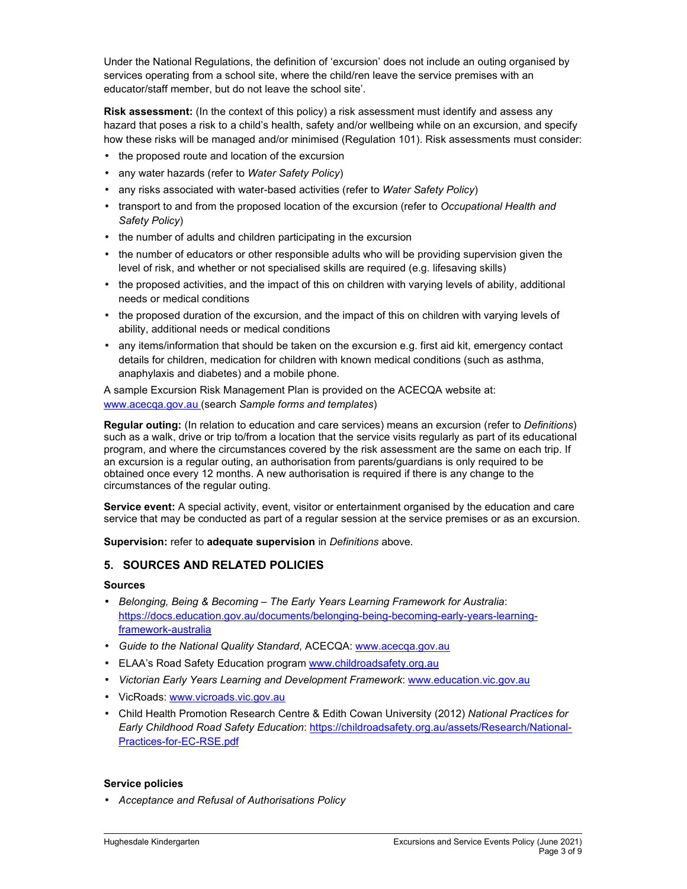Under the National Regulations, the definition of 'excursion' does not include an outing organised by services operating from a school site, where the child/ren leave the service premises with an educator/staff member, but do not leave the school site'.

**Risk assessment:** (In the context of this policy) a risk assessment must identify and assess any hazard that poses a risk to a child's health, safety and/or wellbeing while on an excursion, and specify how these risks will be managed and/or minimised (Regulation 101). Risk assessments must consider:

- the proposed route and location of the excursion
- any water hazards (refer to *Water Safety Policy*)
- any risks associated with water-based activities (refer to *Water Safety Policy*)
- transport to and from the proposed location of the excursion (refer to *Occupational Health and Safety Policy*)
- the number of adults and children participating in the excursion
- the number of educators or other responsible adults who will be providing supervision given the level of risk, and whether or not specialised skills are required (e.g. lifesaving skills)
- the proposed activities, and the impact of this on children with varying levels of ability, additional needs or medical conditions
- the proposed duration of the excursion, and the impact of this on children with varying levels of ability, additional needs or medical conditions
- any items/information that should be taken on the excursion e.g. first aid kit, emergency contact details for children, medication for children with known medical conditions (such as asthma, anaphylaxis and diabetes) and a mobile phone.

A sample Excursion Risk Management Plan is provided on the ACECQA website at: www.acecqa.gov.au (search *Sample forms and templates*)

**Regular outing:** (In relation to education and care services) means an excursion (refer to *Definitions*) such as a walk, drive or trip to/from a location that the service visits regularly as part of its educational program, and where the circumstances covered by the risk assessment are the same on each trip. If an excursion is a regular outing, an authorisation from parents/guardians is only required to be obtained once every 12 months. A new authorisation is required if there is any change to the circumstances of the regular outing.

**Service event:** A special activity, event, visitor or entertainment organised by the education and care service that may be conducted as part of a regular session at the service premises or as an excursion.

**Supervision:** refer to **adequate supervision** in *Definitions* above.

## 5. SOURCES AND RELATED POLICIES

### Sources

- *Belonging, Being & Becoming – The Early Years Learning Framework for Australia*: https://docs.education.gov.au/documents/belonging-being-becoming-early-years-learning-framework-australia
- *Guide to the National Quality Standard*, ACECQA: www.acecqa.gov.au
- ELAA's Road Safety Education program www.childroadsafety.org.au
- *Victorian Early Years Learning and Development Framework*: www.education.vic.gov.au
- VicRoads: www.vicroads.vic.gov.au
- Child Health Promotion Research Centre & Edith Cowan University (2012) *National Practices for Early Childhood Road Safety Education*: https://childroadsafety.org.au/assets/Research/National-Practices-for-EC-RSE.pdf

### Service policies

- *Acceptance and Refusal of Authorisations Policy*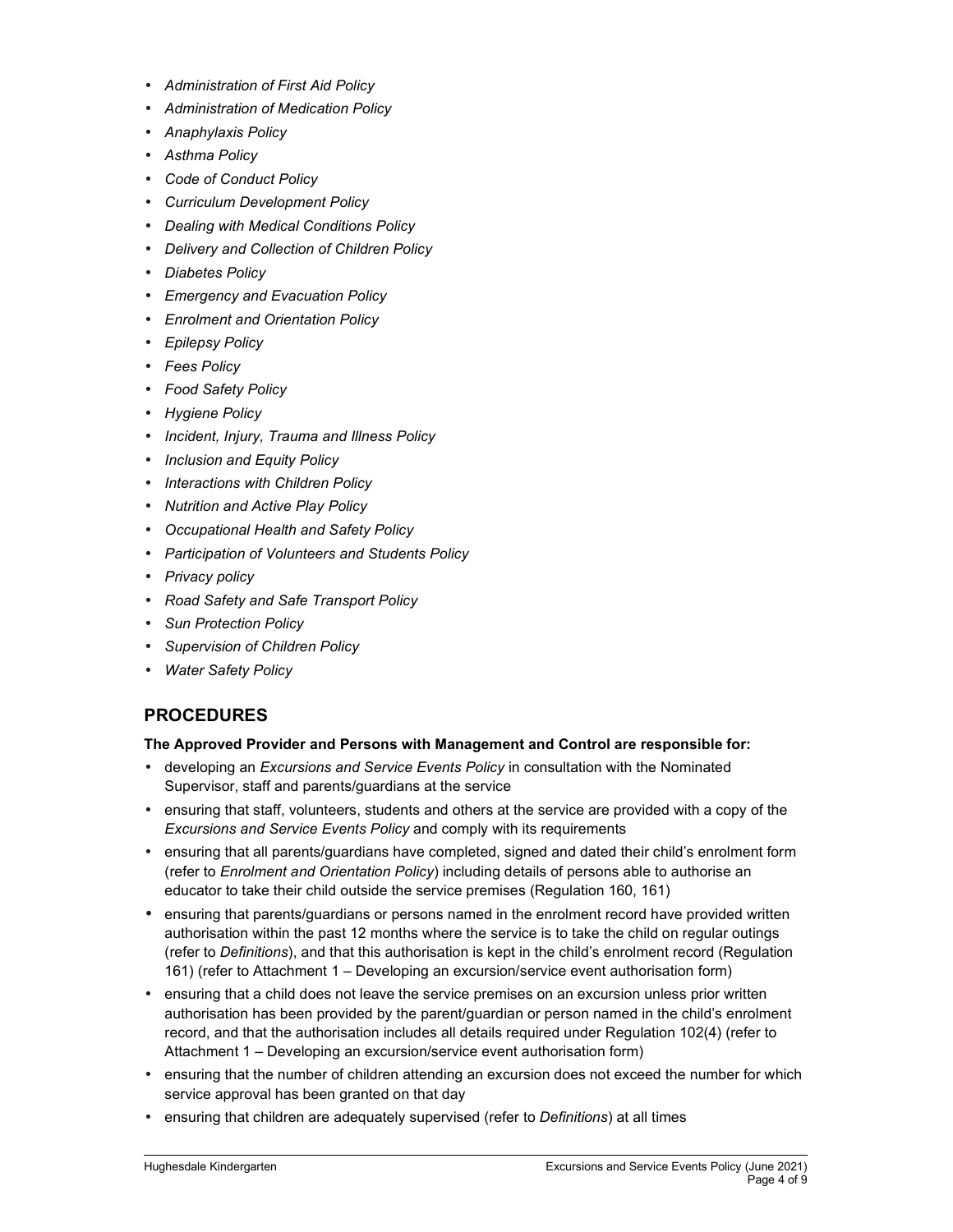- *Administration of First Aid Policy*
- *Administration of Medication Policy*
- *Anaphylaxis Policy*
- *Asthma Policy*
- *Code of Conduct Policy*
- *Curriculum Development Policy*
- *Dealing with Medical Conditions Policy*
- *Delivery and Collection of Children Policy*
- *Diabetes Policy*
- *Emergency and Evacuation Policy*
- *Enrolment and Orientation Policy*
- *Epilepsy Policy*
- *Fees Policy*
- *Food Safety Policy*
- *Hygiene Policy*
- *Incident, Injury, Trauma and Illness Policy*
- *Inclusion and Equity Policy*
- *Interactions with Children Policy*
- *Nutrition and Active Play Policy*
- *Occupational Health and Safety Policy*
- *Participation of Volunteers and Students Policy*
- *Privacy policy*
- *Road Safety and Safe Transport Policy*
- *Sun Protection Policy*
- *Supervision of Children Policy*
- *Water Safety Policy*

## PROCEDURES

**The Approved Provider and Persons with Management and Control are responsible for:**

- developing an *Excursions and Service Events Policy* in consultation with the Nominated Supervisor, staff and parents/guardians at the service
- ensuring that staff, volunteers, students and others at the service are provided with a copy of the *Excursions and Service Events Policy* and comply with its requirements
- ensuring that all parents/guardians have completed, signed and dated their child's enrolment form (refer to *Enrolment and Orientation Policy*) including details of persons able to authorise an educator to take their child outside the service premises (Regulation 160, 161)
- ensuring that parents/guardians or persons named in the enrolment record have provided written authorisation within the past 12 months where the service is to take the child on regular outings (refer to *Definitions*), and that this authorisation is kept in the child's enrolment record (Regulation 161) (refer to Attachment 1 – Developing an excursion/service event authorisation form)
- ensuring that a child does not leave the service premises on an excursion unless prior written authorisation has been provided by the parent/guardian or person named in the child's enrolment record, and that the authorisation includes all details required under Regulation 102(4) (refer to Attachment 1 – Developing an excursion/service event authorisation form)
- ensuring that the number of children attending an excursion does not exceed the number for which service approval has been granted on that day
- ensuring that children are adequately supervised (refer to *Definitions*) at all times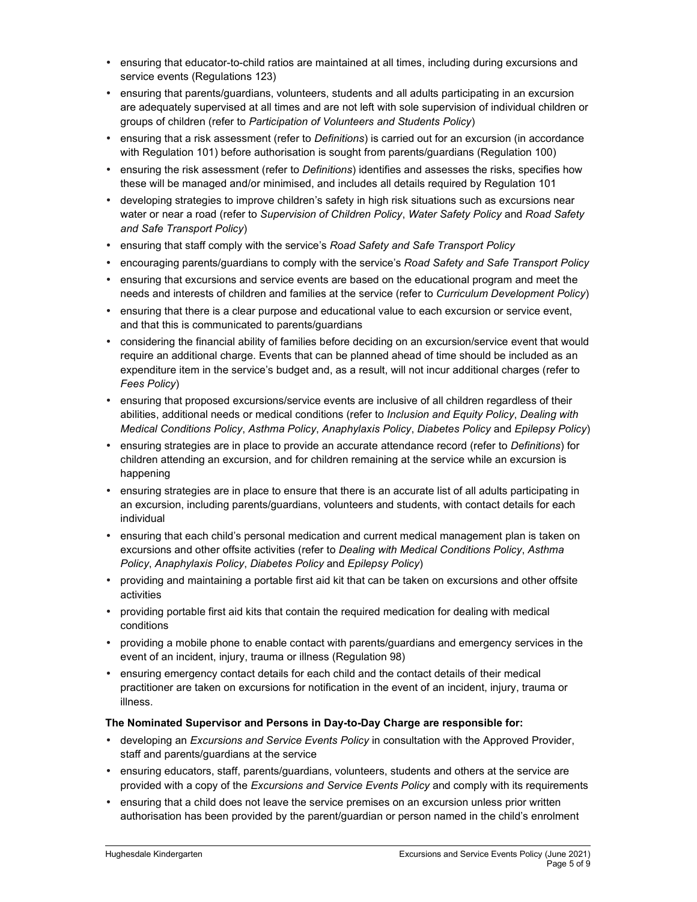- ensuring that educator-to-child ratios are maintained at all times, including during excursions and service events (Regulations 123)
- ensuring that parents/guardians, volunteers, students and all adults participating in an excursion are adequately supervised at all times and are not left with sole supervision of individual children or groups of children (refer to *Participation of Volunteers and Students Policy*)
- ensuring that a risk assessment (refer to *Definitions*) is carried out for an excursion (in accordance with Regulation 101) before authorisation is sought from parents/guardians (Regulation 100)
- ensuring the risk assessment (refer to *Definitions*) identifies and assesses the risks, specifies how these will be managed and/or minimised, and includes all details required by Regulation 101
- developing strategies to improve children's safety in high risk situations such as excursions near water or near a road (refer to *Supervision of Children Policy*, *Water Safety Policy* and *Road Safety and Safe Transport Policy*)
- ensuring that staff comply with the service's *Road Safety and Safe Transport Policy*
- encouraging parents/guardians to comply with the service's *Road Safety and Safe Transport Policy*
- ensuring that excursions and service events are based on the educational program and meet the needs and interests of children and families at the service (refer to *Curriculum Development Policy*)
- ensuring that there is a clear purpose and educational value to each excursion or service event, and that this is communicated to parents/guardians
- considering the financial ability of families before deciding on an excursion/service event that would require an additional charge. Events that can be planned ahead of time should be included as an expenditure item in the service's budget and, as a result, will not incur additional charges (refer to *Fees Policy*)
- ensuring that proposed excursions/service events are inclusive of all children regardless of their abilities, additional needs or medical conditions (refer to *Inclusion and Equity Policy*, *Dealing with Medical Conditions Policy*, *Asthma Policy*, *Anaphylaxis Policy*, *Diabetes Policy* and *Epilepsy Policy*)
- ensuring strategies are in place to provide an accurate attendance record (refer to *Definitions*) for children attending an excursion, and for children remaining at the service while an excursion is happening
- ensuring strategies are in place to ensure that there is an accurate list of all adults participating in an excursion, including parents/guardians, volunteers and students, with contact details for each individual
- ensuring that each child's personal medication and current medical management plan is taken on excursions and other offsite activities (refer to *Dealing with Medical Conditions Policy*, *Asthma Policy*, *Anaphylaxis Policy*, *Diabetes Policy* and *Epilepsy Policy*)
- providing and maintaining a portable first aid kit that can be taken on excursions and other offsite activities
- providing portable first aid kits that contain the required medication for dealing with medical conditions
- providing a mobile phone to enable contact with parents/guardians and emergency services in the event of an incident, injury, trauma or illness (Regulation 98)
- ensuring emergency contact details for each child and the contact details of their medical practitioner are taken on excursions for notification in the event of an incident, injury, trauma or illness.

**The Nominated Supervisor and Persons in Day-to-Day Charge are responsible for:**

- developing an *Excursions and Service Events Policy* in consultation with the Approved Provider, staff and parents/guardians at the service
- ensuring educators, staff, parents/guardians, volunteers, students and others at the service are provided with a copy of the *Excursions and Service Events Policy* and comply with its requirements
- ensuring that a child does not leave the service premises on an excursion unless prior written authorisation has been provided by the parent/guardian or person named in the child's enrolment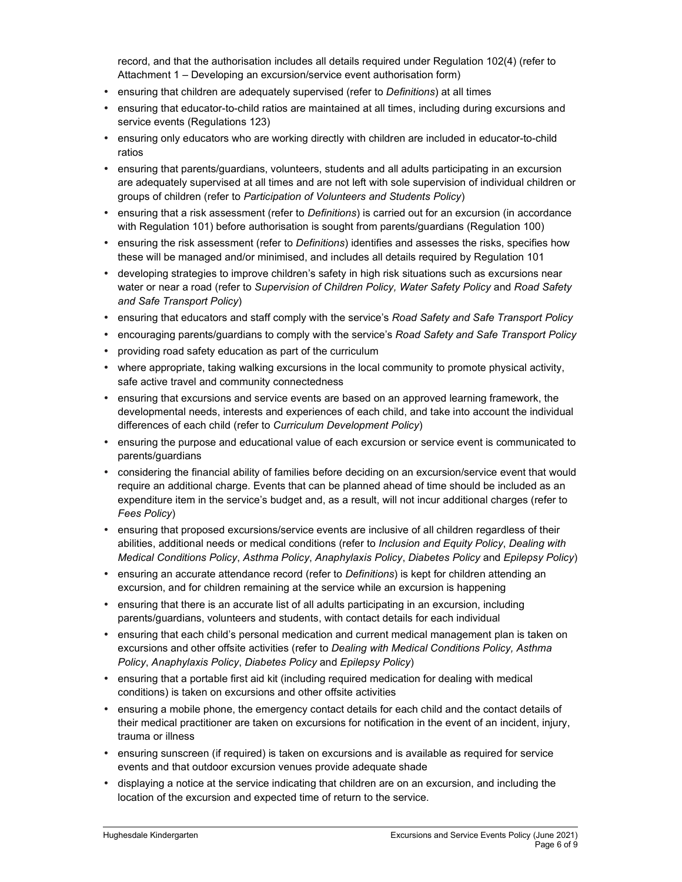record, and that the authorisation includes all details required under Regulation 102(4) (refer to Attachment 1 – Developing an excursion/service event authorisation form)

- ensuring that children are adequately supervised (refer to *Definitions*) at all times
- ensuring that educator-to-child ratios are maintained at all times, including during excursions and service events (Regulations 123)
- ensuring only educators who are working directly with children are included in educator-to-child ratios
- ensuring that parents/guardians, volunteers, students and all adults participating in an excursion are adequately supervised at all times and are not left with sole supervision of individual children or groups of children (refer to *Participation of Volunteers and Students Policy*)
- ensuring that a risk assessment (refer to *Definitions*) is carried out for an excursion (in accordance with Regulation 101) before authorisation is sought from parents/guardians (Regulation 100)
- ensuring the risk assessment (refer to *Definitions*) identifies and assesses the risks, specifies how these will be managed and/or minimised, and includes all details required by Regulation 101
- developing strategies to improve children's safety in high risk situations such as excursions near water or near a road (refer to *Supervision of Children Policy, Water Safety Policy* and *Road Safety and Safe Transport Policy*)
- ensuring that educators and staff comply with the service's *Road Safety and Safe Transport Policy*
- encouraging parents/guardians to comply with the service's *Road Safety and Safe Transport Policy*
- providing road safety education as part of the curriculum
- where appropriate, taking walking excursions in the local community to promote physical activity, safe active travel and community connectedness
- ensuring that excursions and service events are based on an approved learning framework, the developmental needs, interests and experiences of each child, and take into account the individual differences of each child (refer to *Curriculum Development Policy*)
- ensuring the purpose and educational value of each excursion or service event is communicated to parents/guardians
- considering the financial ability of families before deciding on an excursion/service event that would require an additional charge. Events that can be planned ahead of time should be included as an expenditure item in the service's budget and, as a result, will not incur additional charges (refer to *Fees Policy*)
- ensuring that proposed excursions/service events are inclusive of all children regardless of their abilities, additional needs or medical conditions (refer to *Inclusion and Equity Policy*, *Dealing with Medical Conditions Policy*, *Asthma Policy*, *Anaphylaxis Policy*, *Diabetes Policy* and *Epilepsy Policy*)
- ensuring an accurate attendance record (refer to *Definitions*) is kept for children attending an excursion, and for children remaining at the service while an excursion is happening
- ensuring that there is an accurate list of all adults participating in an excursion, including parents/guardians, volunteers and students, with contact details for each individual
- ensuring that each child's personal medication and current medical management plan is taken on excursions and other offsite activities (refer to *Dealing with Medical Conditions Policy, Asthma Policy*, *Anaphylaxis Policy*, *Diabetes Policy* and *Epilepsy Policy*)
- ensuring that a portable first aid kit (including required medication for dealing with medical conditions) is taken on excursions and other offsite activities
- ensuring a mobile phone, the emergency contact details for each child and the contact details of their medical practitioner are taken on excursions for notification in the event of an incident, injury, trauma or illness
- ensuring sunscreen (if required) is taken on excursions and is available as required for service events and that outdoor excursion venues provide adequate shade
- displaying a notice at the service indicating that children are on an excursion, and including the location of the excursion and expected time of return to the service.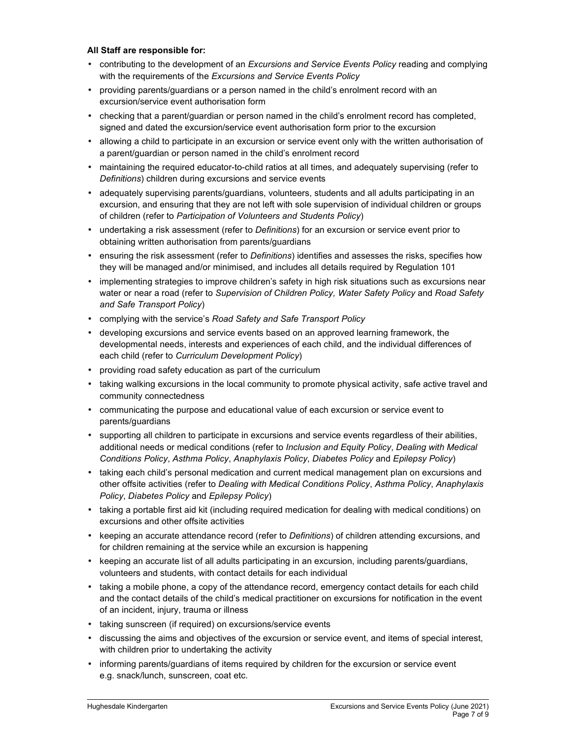**All Staff are responsible for:**

- contributing to the development of an *Excursions and Service Events Policy* reading and complying with the requirements of the *Excursions and Service Events Policy*
- providing parents/guardians or a person named in the child's enrolment record with an excursion/service event authorisation form
- checking that a parent/guardian or person named in the child's enrolment record has completed, signed and dated the excursion/service event authorisation form prior to the excursion
- allowing a child to participate in an excursion or service event only with the written authorisation of a parent/guardian or person named in the child's enrolment record
- maintaining the required educator-to-child ratios at all times, and adequately supervising (refer to *Definitions*) children during excursions and service events
- adequately supervising parents/guardians, volunteers, students and all adults participating in an excursion, and ensuring that they are not left with sole supervision of individual children or groups of children (refer to *Participation of Volunteers and Students Policy*)
- undertaking a risk assessment (refer to *Definitions*) for an excursion or service event prior to obtaining written authorisation from parents/guardians
- ensuring the risk assessment (refer to *Definitions*) identifies and assesses the risks, specifies how they will be managed and/or minimised, and includes all details required by Regulation 101
- implementing strategies to improve children's safety in high risk situations such as excursions near water or near a road (refer to *Supervision of Children Policy, Water Safety Policy* and *Road Safety and Safe Transport Policy*)
- complying with the service's *Road Safety and Safe Transport Policy*
- developing excursions and service events based on an approved learning framework, the developmental needs, interests and experiences of each child, and the individual differences of each child (refer to *Curriculum Development Policy*)
- providing road safety education as part of the curriculum
- taking walking excursions in the local community to promote physical activity, safe active travel and community connectedness
- communicating the purpose and educational value of each excursion or service event to parents/guardians
- supporting all children to participate in excursions and service events regardless of their abilities, additional needs or medical conditions (refer to *Inclusion and Equity Policy*, *Dealing with Medical Conditions Policy*, *Asthma Policy*, *Anaphylaxis Policy*, *Diabetes Policy* and *Epilepsy Policy*)
- taking each child's personal medication and current medical management plan on excursions and other offsite activities (refer to *Dealing with Medical Conditions Policy*, *Asthma Policy*, *Anaphylaxis Policy*, *Diabetes Policy* and *Epilepsy Policy*)
- taking a portable first aid kit (including required medication for dealing with medical conditions) on excursions and other offsite activities
- keeping an accurate attendance record (refer to *Definitions*) of children attending excursions, and for children remaining at the service while an excursion is happening
- keeping an accurate list of all adults participating in an excursion, including parents/guardians, volunteers and students, with contact details for each individual
- taking a mobile phone, a copy of the attendance record, emergency contact details for each child and the contact details of the child's medical practitioner on excursions for notification in the event of an incident, injury, trauma or illness
- taking sunscreen (if required) on excursions/service events
- discussing the aims and objectives of the excursion or service event, and items of special interest, with children prior to undertaking the activity
- informing parents/guardians of items required by children for the excursion or service event e.g. snack/lunch, sunscreen, coat etc.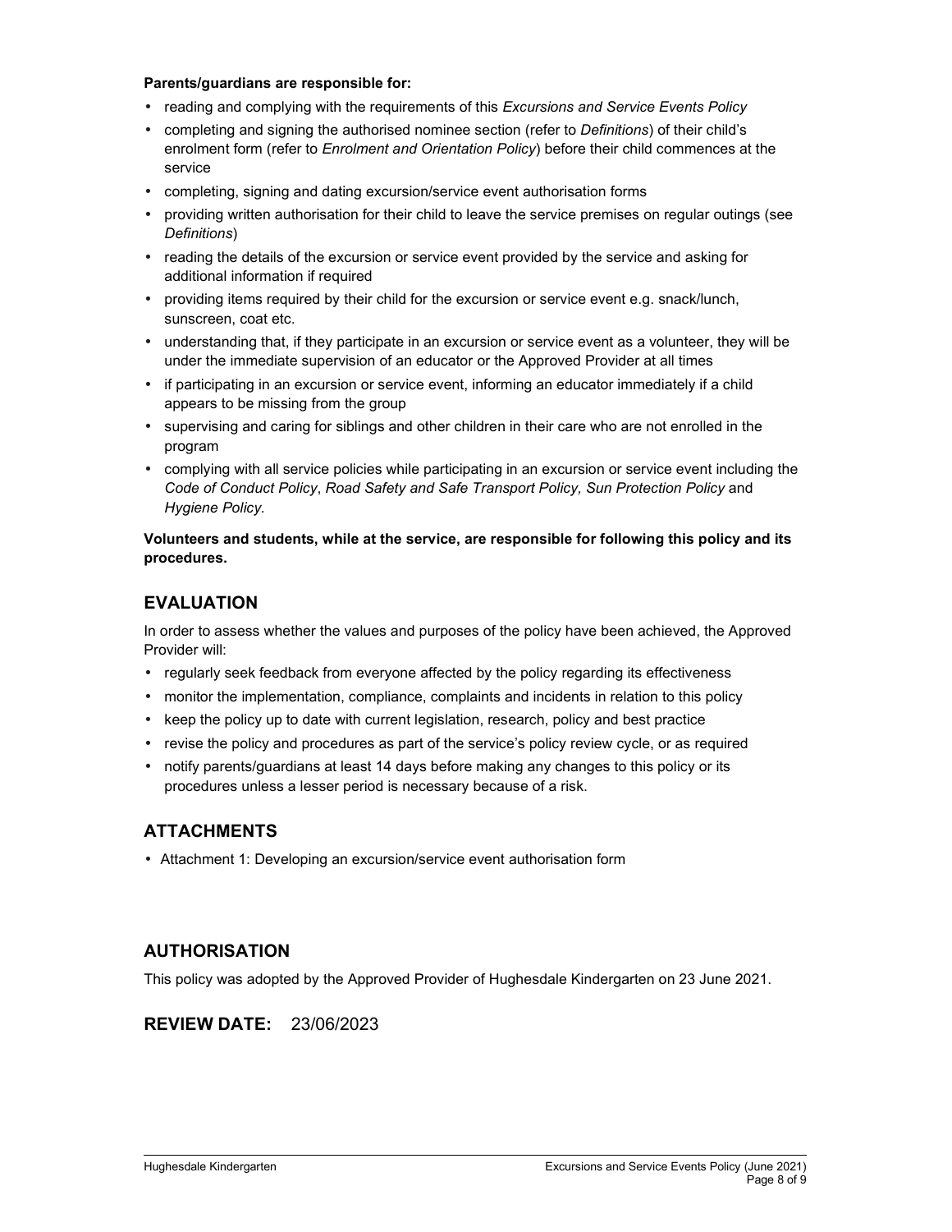**Parents/guardians are responsible for:**

- reading and complying with the requirements of this *Excursions and Service Events Policy*
- completing and signing the authorised nominee section (refer to *Definitions*) of their child's enrolment form (refer to *Enrolment and Orientation Policy*) before their child commences at the service
- completing, signing and dating excursion/service event authorisation forms
- providing written authorisation for their child to leave the service premises on regular outings (see *Definitions*)
- reading the details of the excursion or service event provided by the service and asking for additional information if required
- providing items required by their child for the excursion or service event e.g. snack/lunch, sunscreen, coat etc.
- understanding that, if they participate in an excursion or service event as a volunteer, they will be under the immediate supervision of an educator or the Approved Provider at all times
- if participating in an excursion or service event, informing an educator immediately if a child appears to be missing from the group
- supervising and caring for siblings and other children in their care who are not enrolled in the program
- complying with all service policies while participating in an excursion or service event including the *Code of Conduct Policy*, *Road Safety and Safe Transport Policy, Sun Protection Policy* and *Hygiene Policy.*

**Volunteers and students, while at the service, are responsible for following this policy and its procedures.**

## EVALUATION

In order to assess whether the values and purposes of the policy have been achieved, the Approved Provider will:

- regularly seek feedback from everyone affected by the policy regarding its effectiveness
- monitor the implementation, compliance, complaints and incidents in relation to this policy
- keep the policy up to date with current legislation, research, policy and best practice
- revise the policy and procedures as part of the service's policy review cycle, or as required
- notify parents/guardians at least 14 days before making any changes to this policy or its procedures unless a lesser period is necessary because of a risk.

## ATTACHMENTS

- Attachment 1: Developing an excursion/service event authorisation form

## AUTHORISATION

This policy was adopted by the Approved Provider of Hughesdale Kindergarten on 23 June 2021.

## REVIEW DATE: 23/06/2023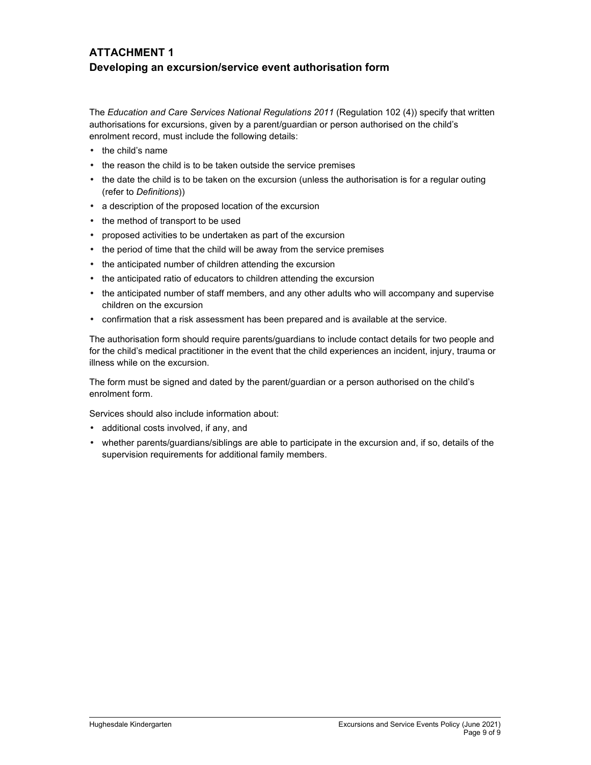## ATTACHMENT 1
## Developing an excursion/service event authorisation form

The *Education and Care Services National Regulations 2011* (Regulation 102 (4)) specify that written authorisations for excursions, given by a parent/guardian or person authorised on the child's enrolment record, must include the following details:

- the child's name
- the reason the child is to be taken outside the service premises
- the date the child is to be taken on the excursion (unless the authorisation is for a regular outing (refer to *Definitions*))
- a description of the proposed location of the excursion
- the method of transport to be used
- proposed activities to be undertaken as part of the excursion
- the period of time that the child will be away from the service premises
- the anticipated number of children attending the excursion
- the anticipated ratio of educators to children attending the excursion
- the anticipated number of staff members, and any other adults who will accompany and supervise children on the excursion
- confirmation that a risk assessment has been prepared and is available at the service.

The authorisation form should require parents/guardians to include contact details for two people and for the child's medical practitioner in the event that the child experiences an incident, injury, trauma or illness while on the excursion.

The form must be signed and dated by the parent/guardian or a person authorised on the child's enrolment form.

Services should also include information about:

- additional costs involved, if any, and
- whether parents/guardians/siblings are able to participate in the excursion and, if so, details of the supervision requirements for additional family members.